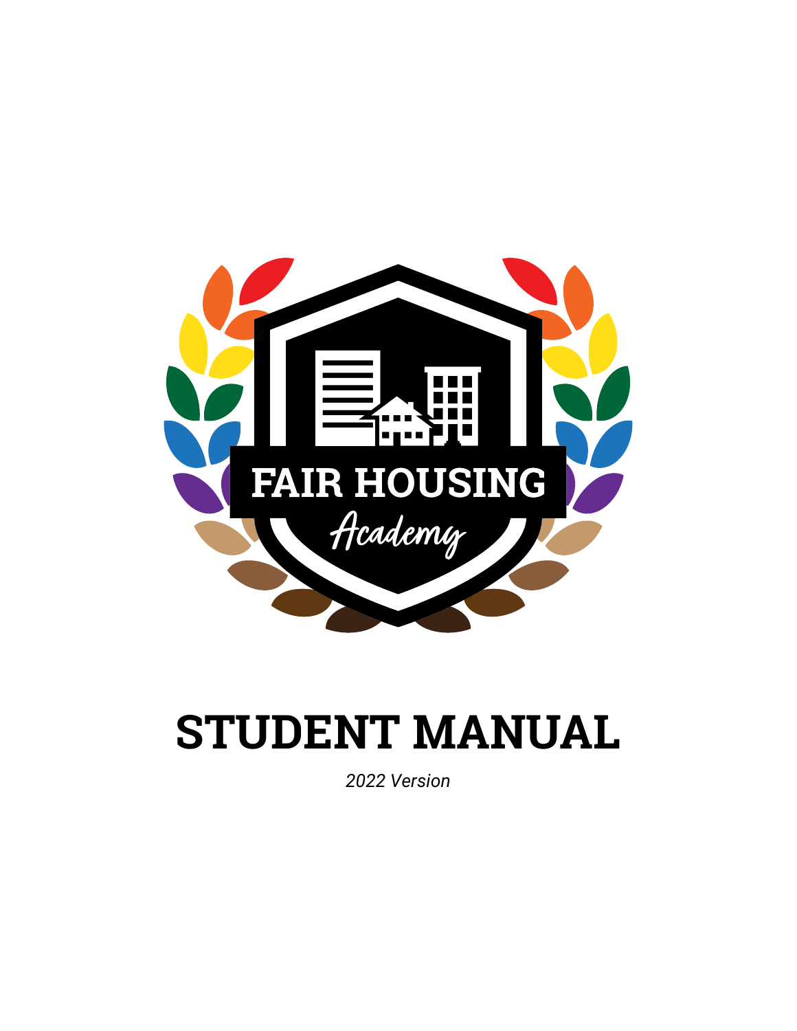FAIR HOUSING

*Academy*

# STUDENT MANUAL

*2022 Version*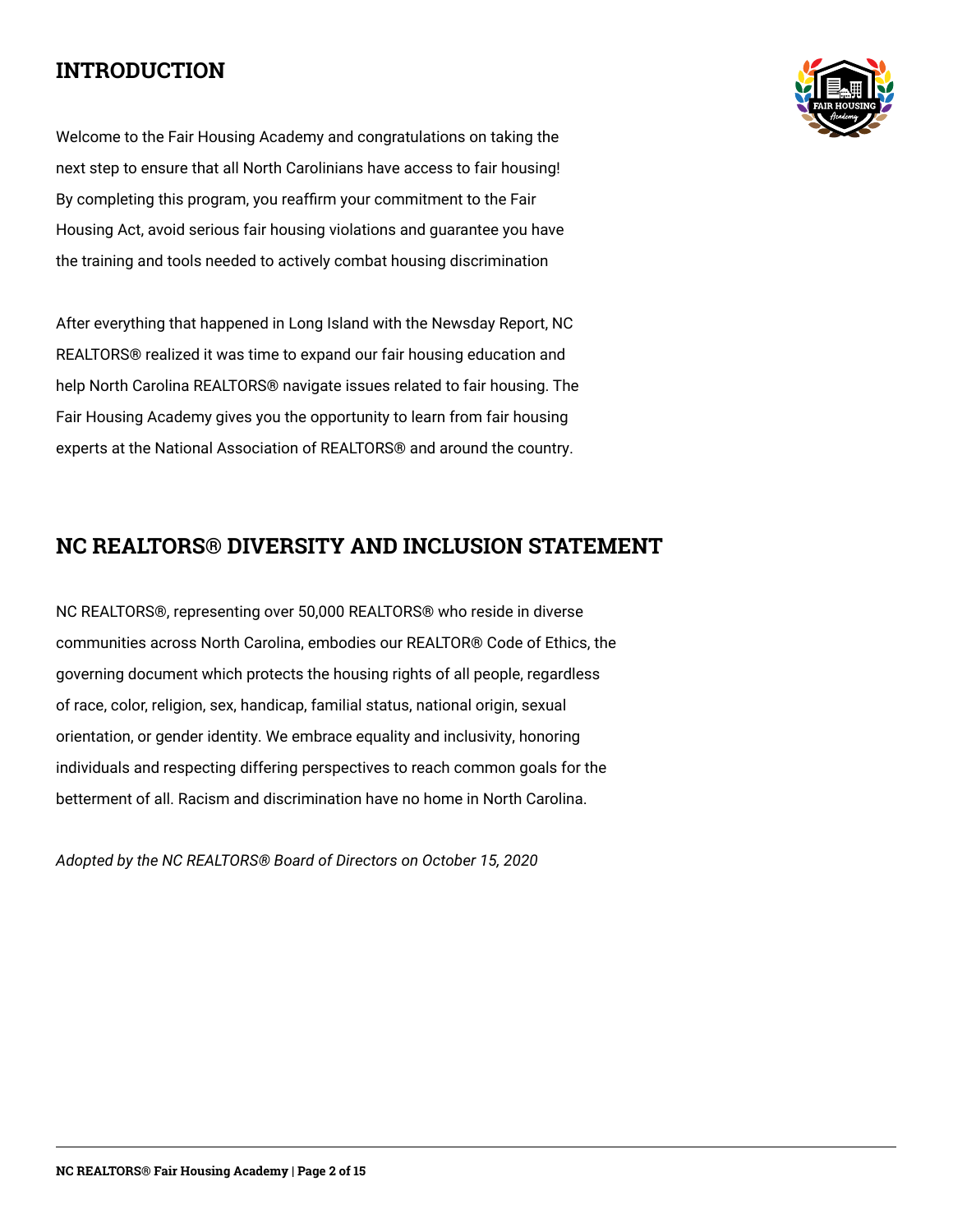## INTRODUCTION

Welcome to the Fair Housing Academy and congratulations on taking the next step to ensure that all North Carolinians have access to fair housing! By completing this program, you reaffirm your commitment to the Fair Housing Act, avoid serious fair housing violations and guarantee you have the training and tools needed to actively combat housing discrimination

After everything that happened in Long Island with the Newsday Report, NC REALTORS® realized it was time to expand our fair housing education and help North Carolina REALTORS® navigate issues related to fair housing. The Fair Housing Academy gives you the opportunity to learn from fair housing experts at the National Association of REALTORS® and around the country.

## NC REALTORS® DIVERSITY AND INCLUSION STATEMENT

NC REALTORS®, representing over 50,000 REALTORS® who reside in diverse communities across North Carolina, embodies our REALTOR® Code of Ethics, the governing document which protects the housing rights of all people, regardless of race, color, religion, sex, handicap, familial status, national origin, sexual orientation, or gender identity. We embrace equality and inclusivity, honoring individuals and respecting differing perspectives to reach common goals for the betterment of all. Racism and discrimination have no home in North Carolina.

*Adopted by the NC REALTORS® Board of Directors on October 15, 2020*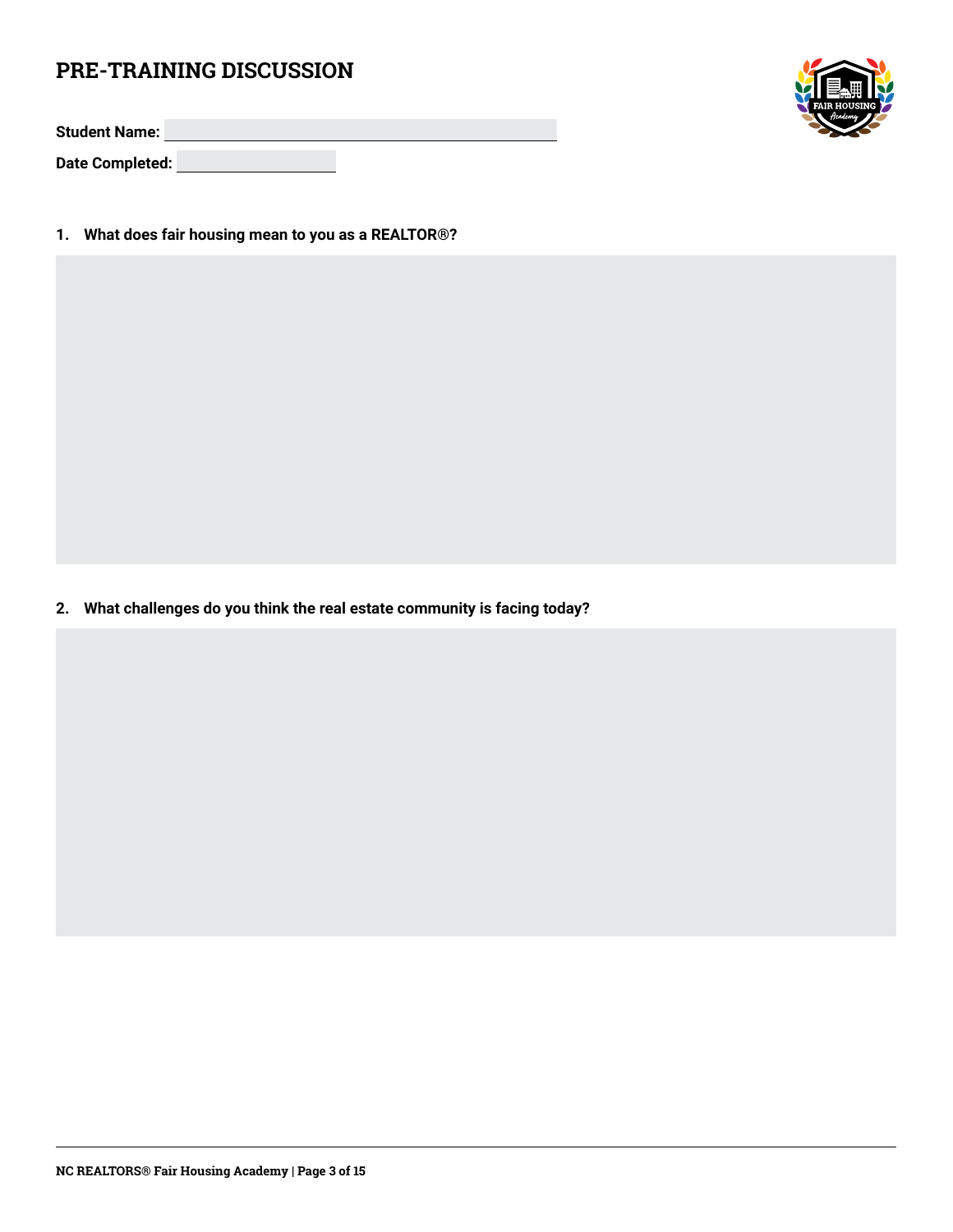# PRE-TRAINING DISCUSSION

**Student Name:** 

**Date Completed:** 

1. **What does fair housing mean to you as a REALTOR®?**

2. **What challenges do you think the real estate community is facing today?**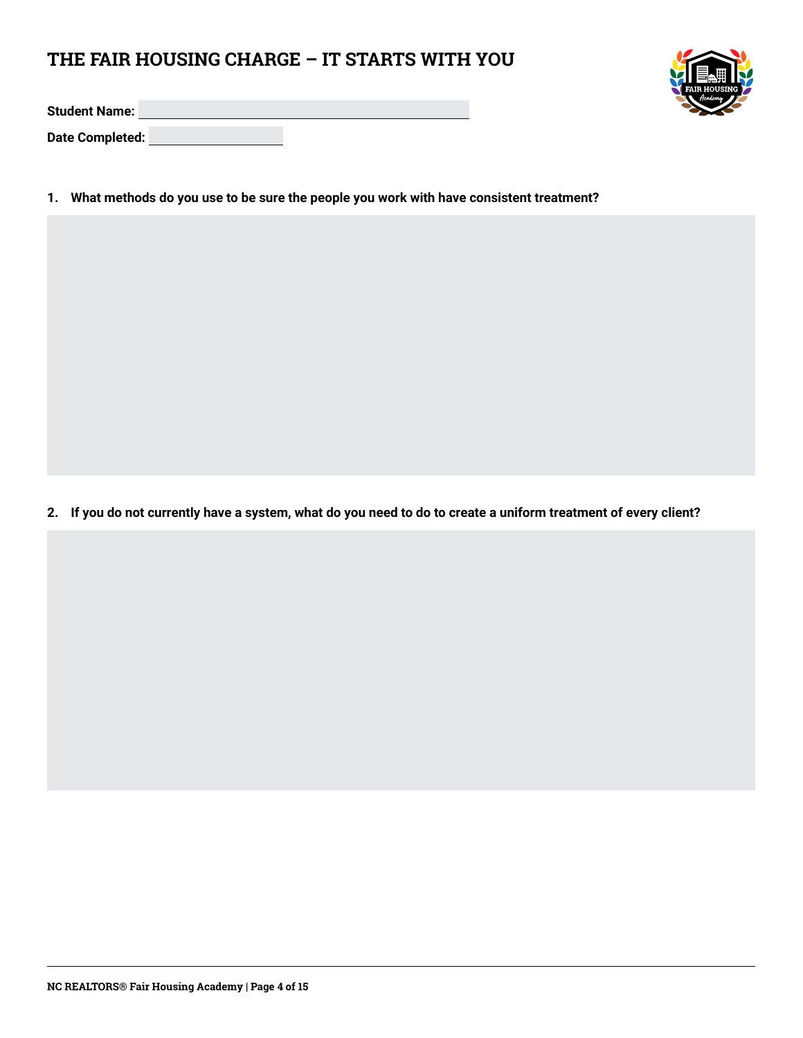# THE FAIR HOUSING CHARGE – IT STARTS WITH YOU

**Student Name:**

**Date Completed:**

1. **What methods do you use to be sure the people you work with have consistent treatment?**

2. **If you do not currently have a system, what do you need to do to create a uniform treatment of every client?**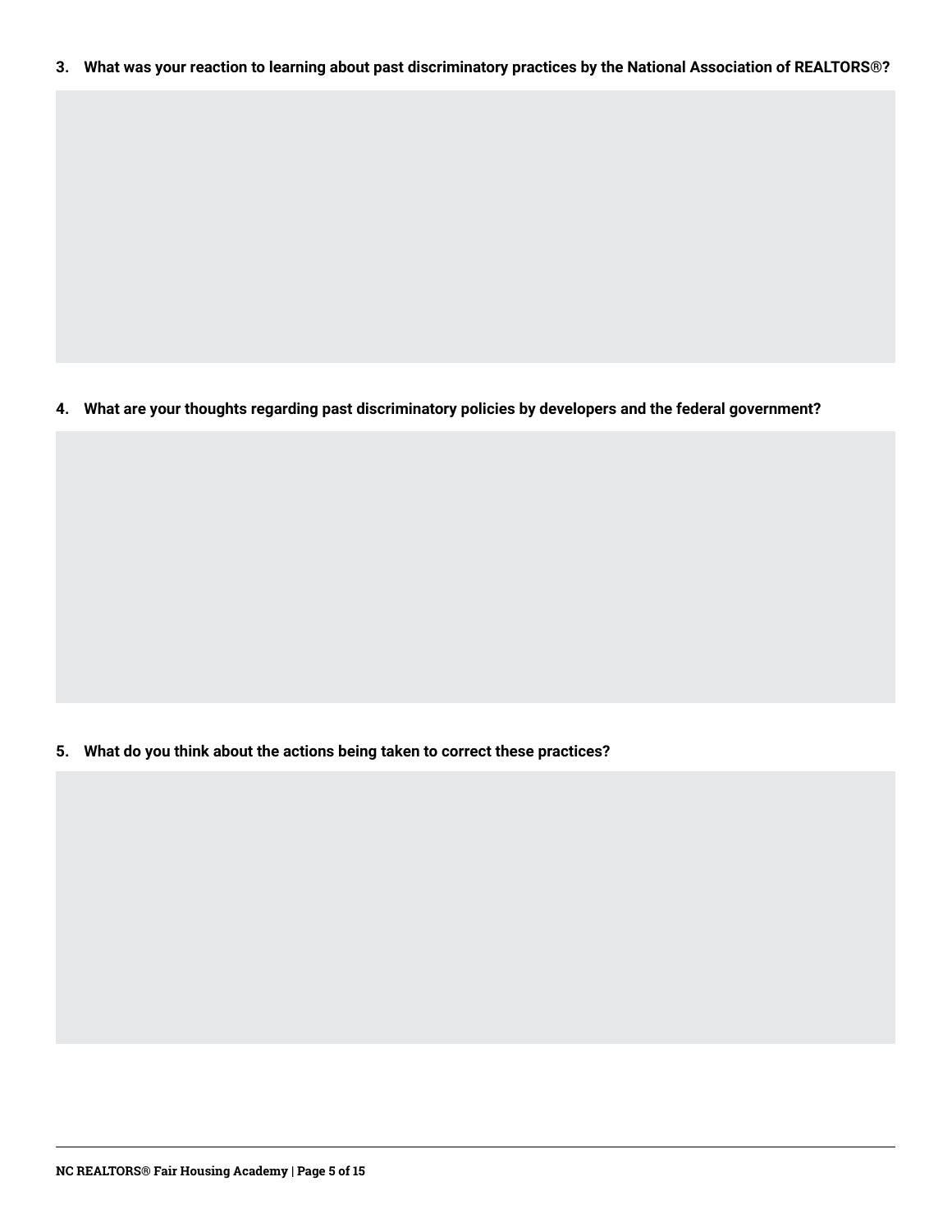3. **What was your reaction to learning about past discriminatory practices by the National Association of REALTORS®?**

4. **What are your thoughts regarding past discriminatory policies by developers and the federal government?**

5. **What do you think about the actions being taken to correct these practices?**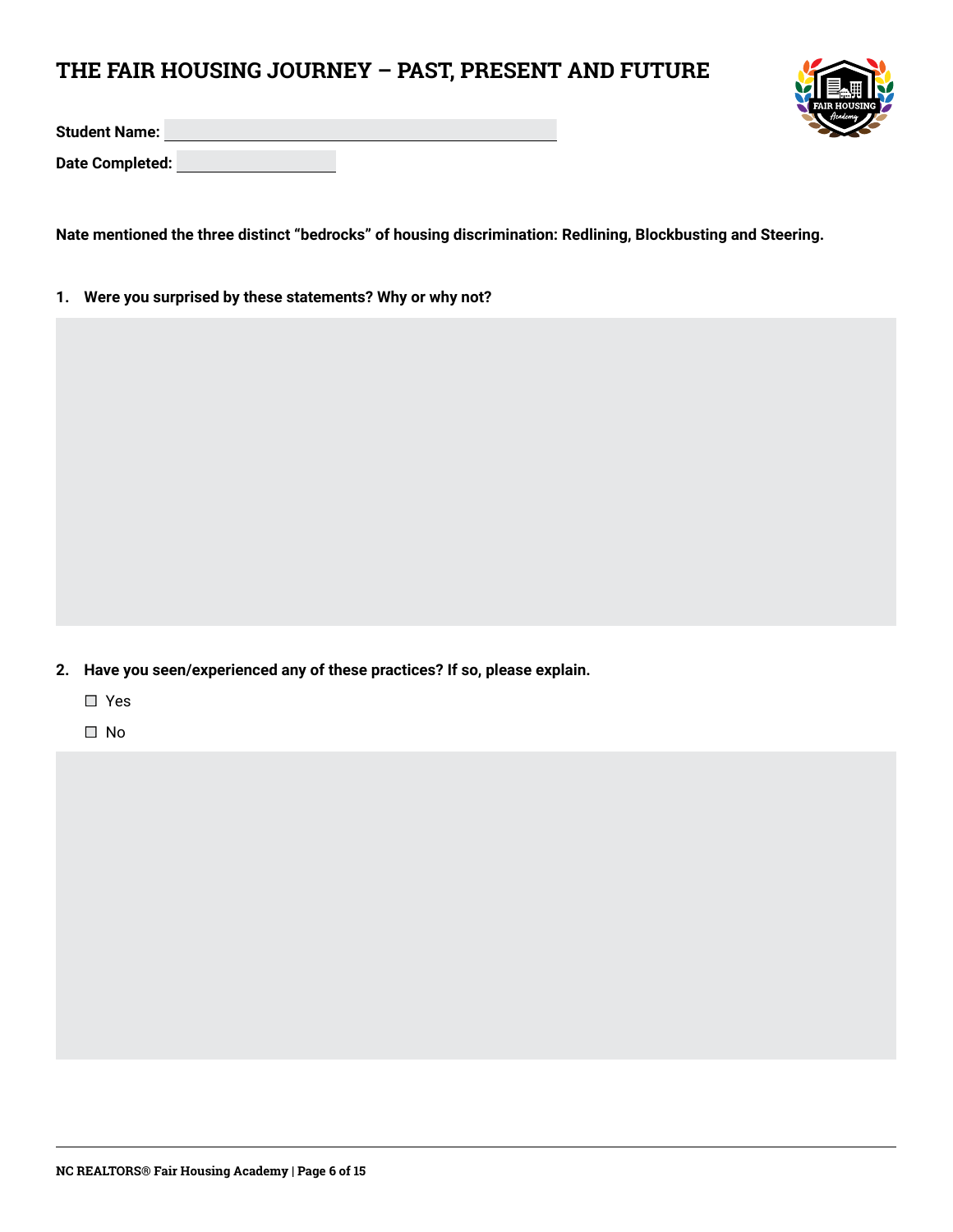# THE FAIR HOUSING JOURNEY – PAST, PRESENT AND FUTURE

**Student Name:**

**Date Completed:**

**Nate mentioned the three distinct "bedrocks" of housing discrimination: Redlining, Blockbusting and Steering.**

1. **Were you surprised by these statements? Why or why not?**

2. **Have you seen/experienced any of these practices? If so, please explain.**

   ☐ Yes

   ☐ No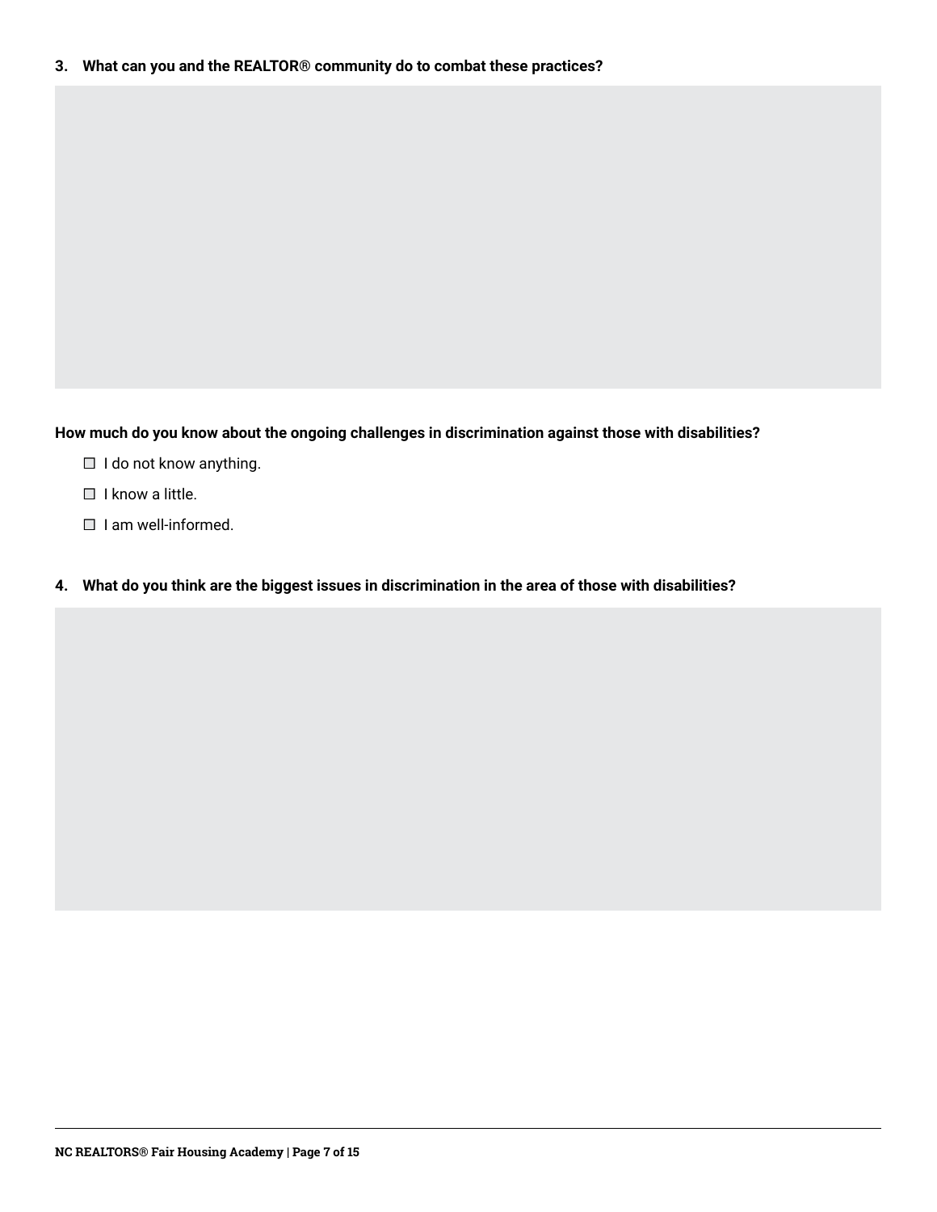3. **What can you and the REALTOR® community do to combat these practices?**

**How much do you know about the ongoing challenges in discrimination against those with disabilities?**

- ☐ I do not know anything.
- ☐ I know a little.
- ☐ I am well-informed.

4. **What do you think are the biggest issues in discrimination in the area of those with disabilities?**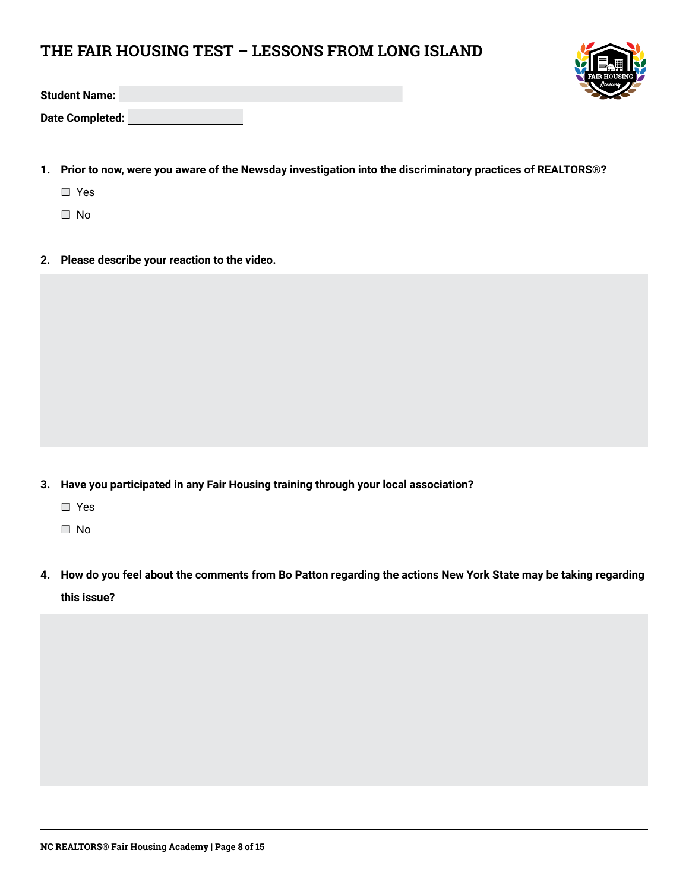# THE FAIR HOUSING TEST – LESSONS FROM LONG ISLAND

**Student Name:** ______________________

**Date Completed:** ______________________

1. **Prior to now, were you aware of the Newsday investigation into the discriminatory practices of REALTORS®?**

   ☐ Yes

   ☐ No

2. **Please describe your reaction to the video.**

3. **Have you participated in any Fair Housing training through your local association?**

   ☐ Yes

   ☐ No

4. **How do you feel about the comments from Bo Patton regarding the actions New York State may be taking regarding this issue?**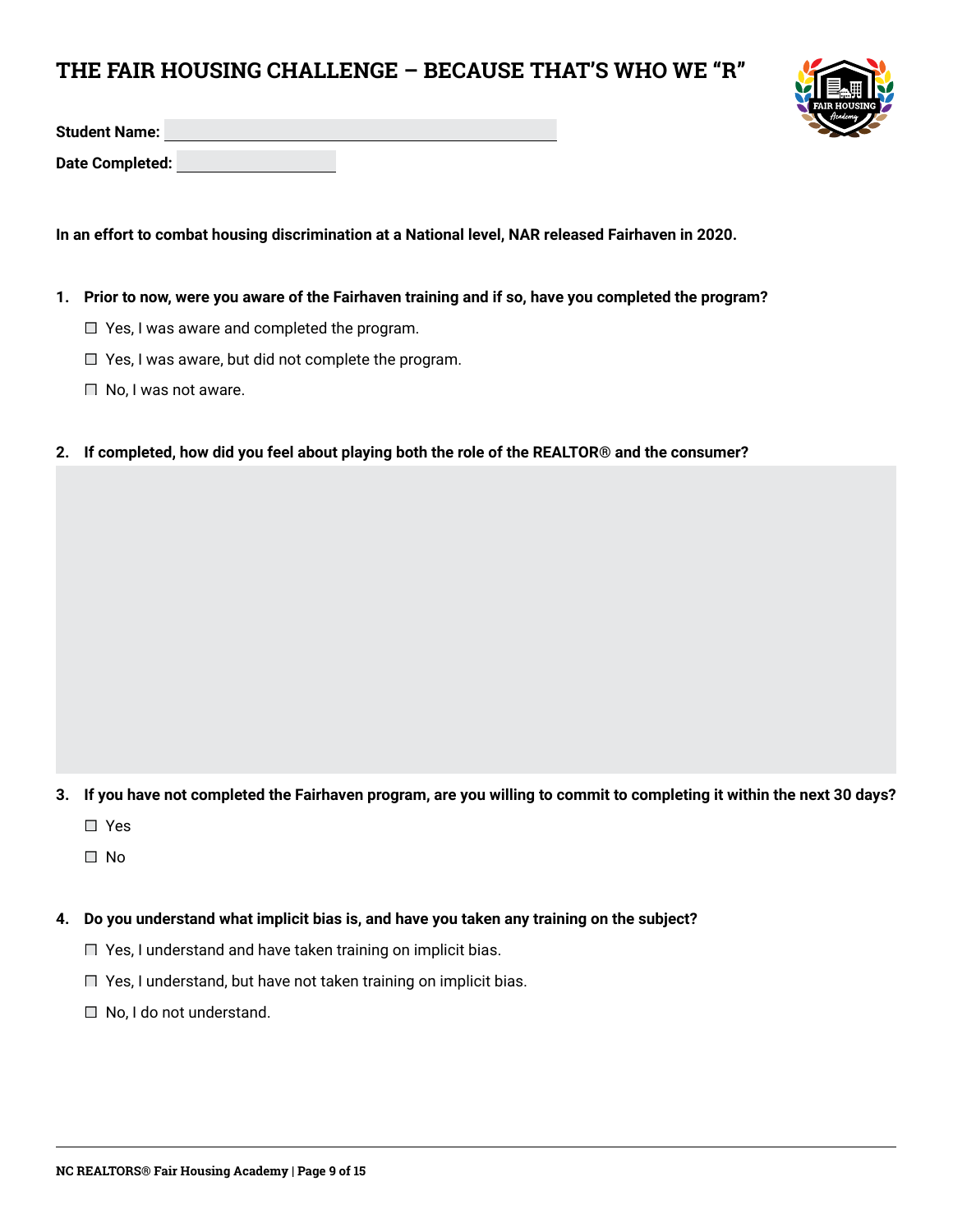# THE FAIR HOUSING CHALLENGE – BECAUSE THAT'S WHO WE "R"

**Student Name:** ____________________

**Date Completed:** ____________________

**In an effort to combat housing discrimination at a National level, NAR released Fairhaven in 2020.**

1. **Prior to now, were you aware of the Fairhaven training and if so, have you completed the program?**
   - ☐ Yes, I was aware and completed the program.
   - ☐ Yes, I was aware, but did not complete the program.
   - ☐ No, I was not aware.

2. **If completed, how did you feel about playing both the role of the REALTOR® and the consumer?**

3. **If you have not completed the Fairhaven program, are you willing to commit to completing it within the next 30 days?**
   - ☐ Yes
   - ☐ No

4. **Do you understand what implicit bias is, and have you taken any training on the subject?**
   - ☐ Yes, I understand and have taken training on implicit bias.
   - ☐ Yes, I understand, but have not taken training on implicit bias.
   - ☐ No, I do not understand.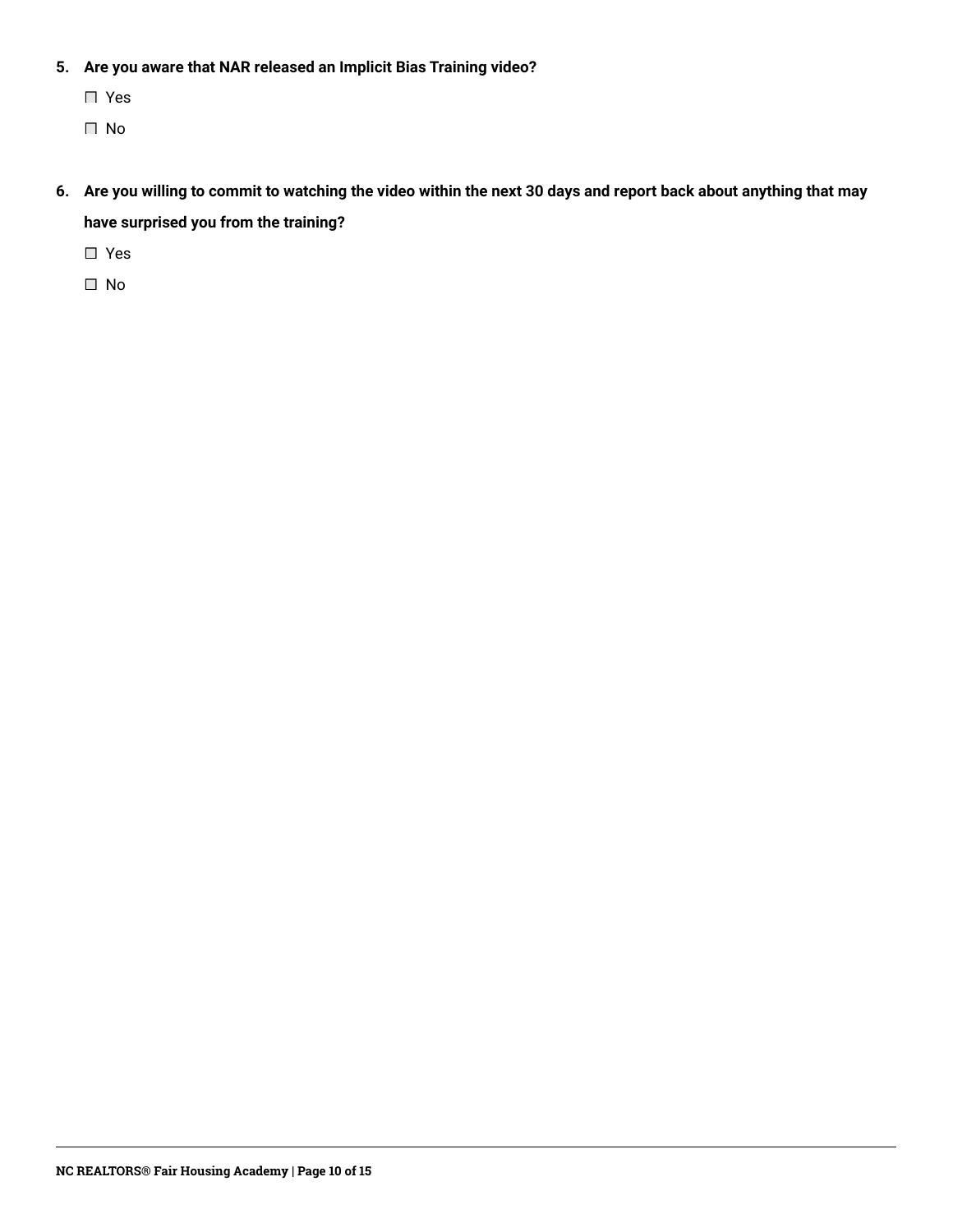5. **Are you aware that NAR released an Implicit Bias Training video?**

   ☐ Yes

   ☐ No

6. **Are you willing to commit to watching the video within the next 30 days and report back about anything that may have surprised you from the training?**

   ☐ Yes

   ☐ No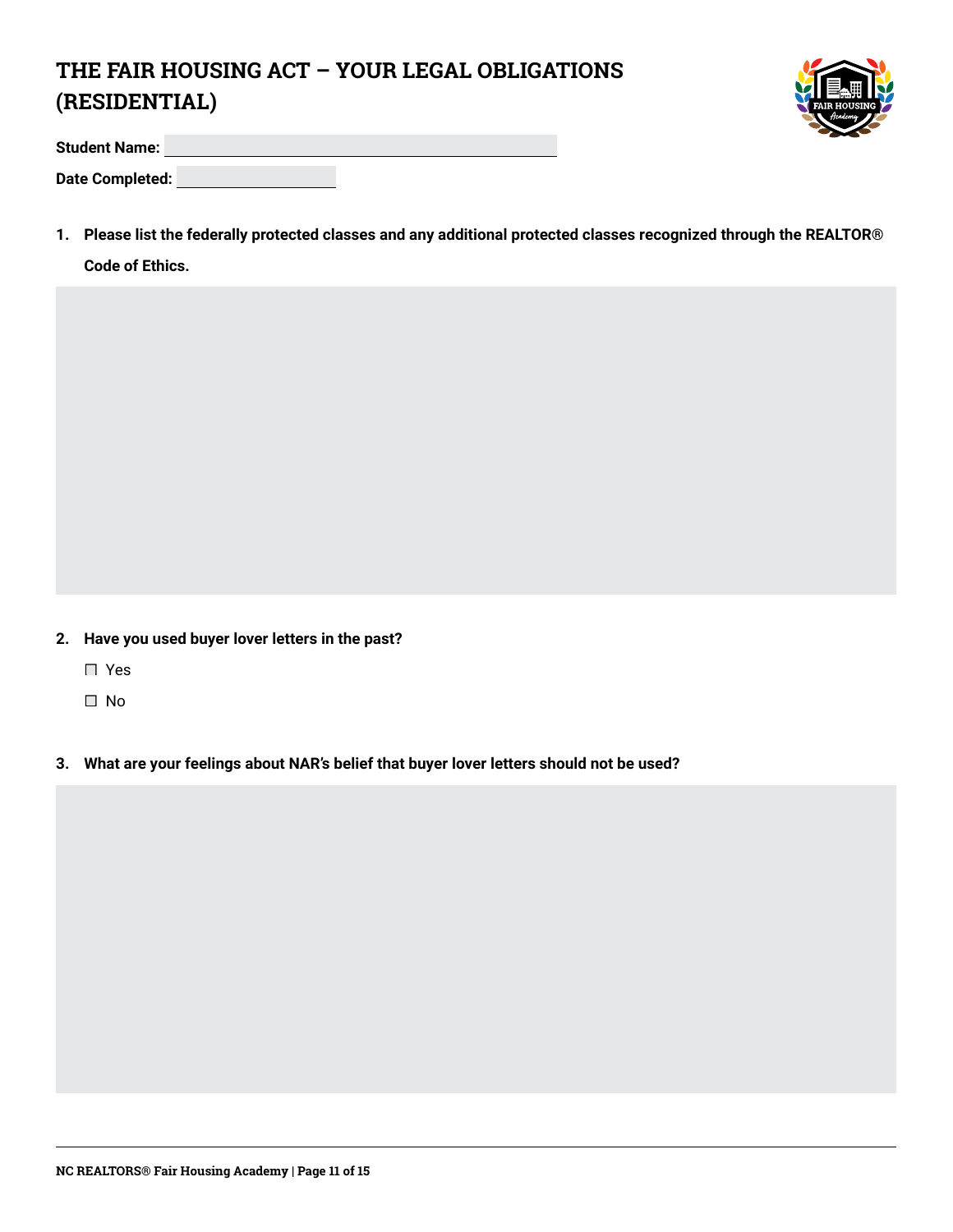# THE FAIR HOUSING ACT – YOUR LEGAL OBLIGATIONS (RESIDENTIAL)

**Student Name:**

**Date Completed:**

1. **Please list the federally protected classes and any additional protected classes recognized through the REALTOR® Code of Ethics.**

2. **Have you used buyer lover letters in the past?**

   ☐ Yes

   ☐ No

3. **What are your feelings about NAR's belief that buyer lover letters should not be used?**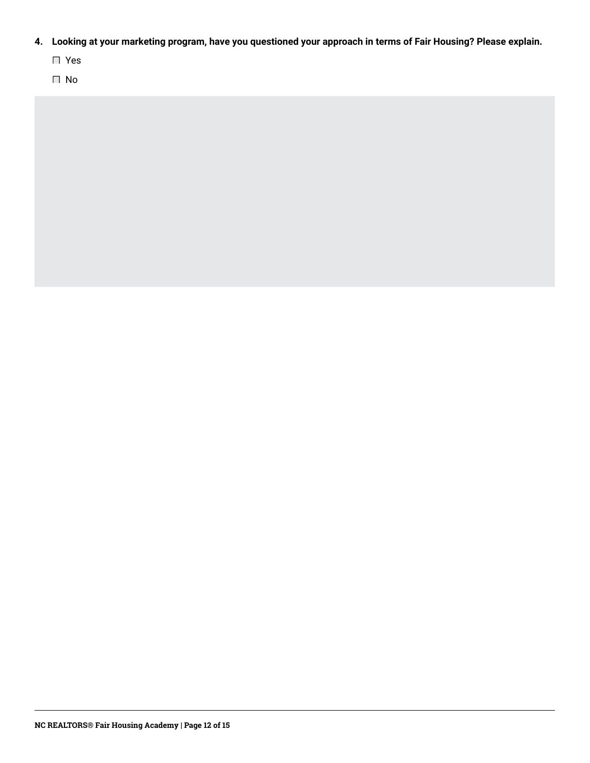**4. Looking at your marketing program, have you questioned your approach in terms of Fair Housing? Please explain.**

☐ Yes

☐ No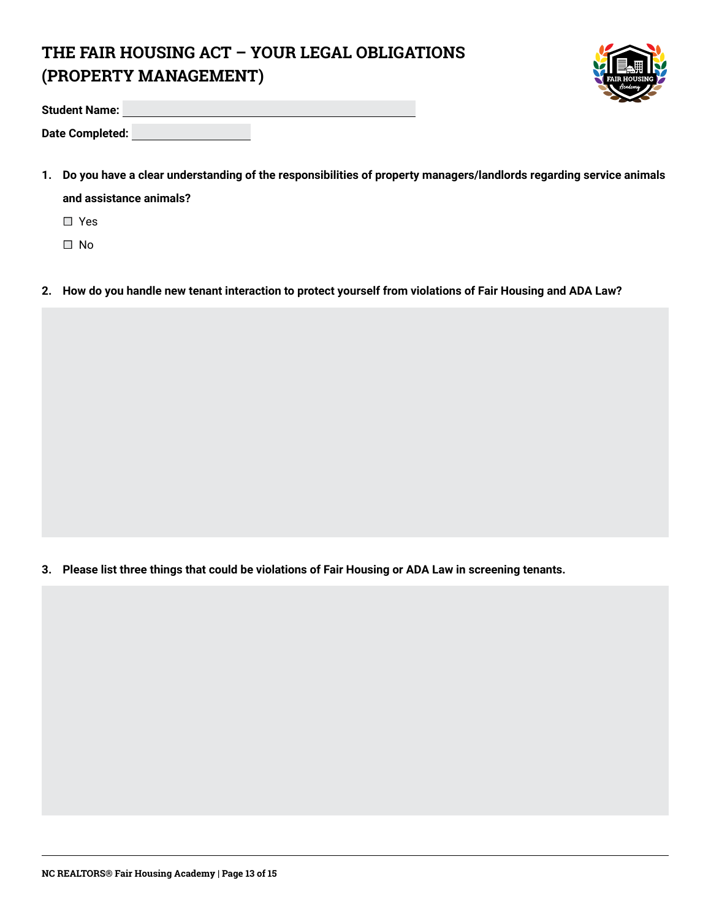# THE FAIR HOUSING ACT – YOUR LEGAL OBLIGATIONS (PROPERTY MANAGEMENT)

**Student Name:** ______________________

**Date Completed:** ______________________

1. **Do you have a clear understanding of the responsibilities of property managers/landlords regarding service animals and assistance animals?**

   ☐ Yes

   ☐ No

2. **How do you handle new tenant interaction to protect yourself from violations of Fair Housing and ADA Law?**

3. **Please list three things that could be violations of Fair Housing or ADA Law in screening tenants.**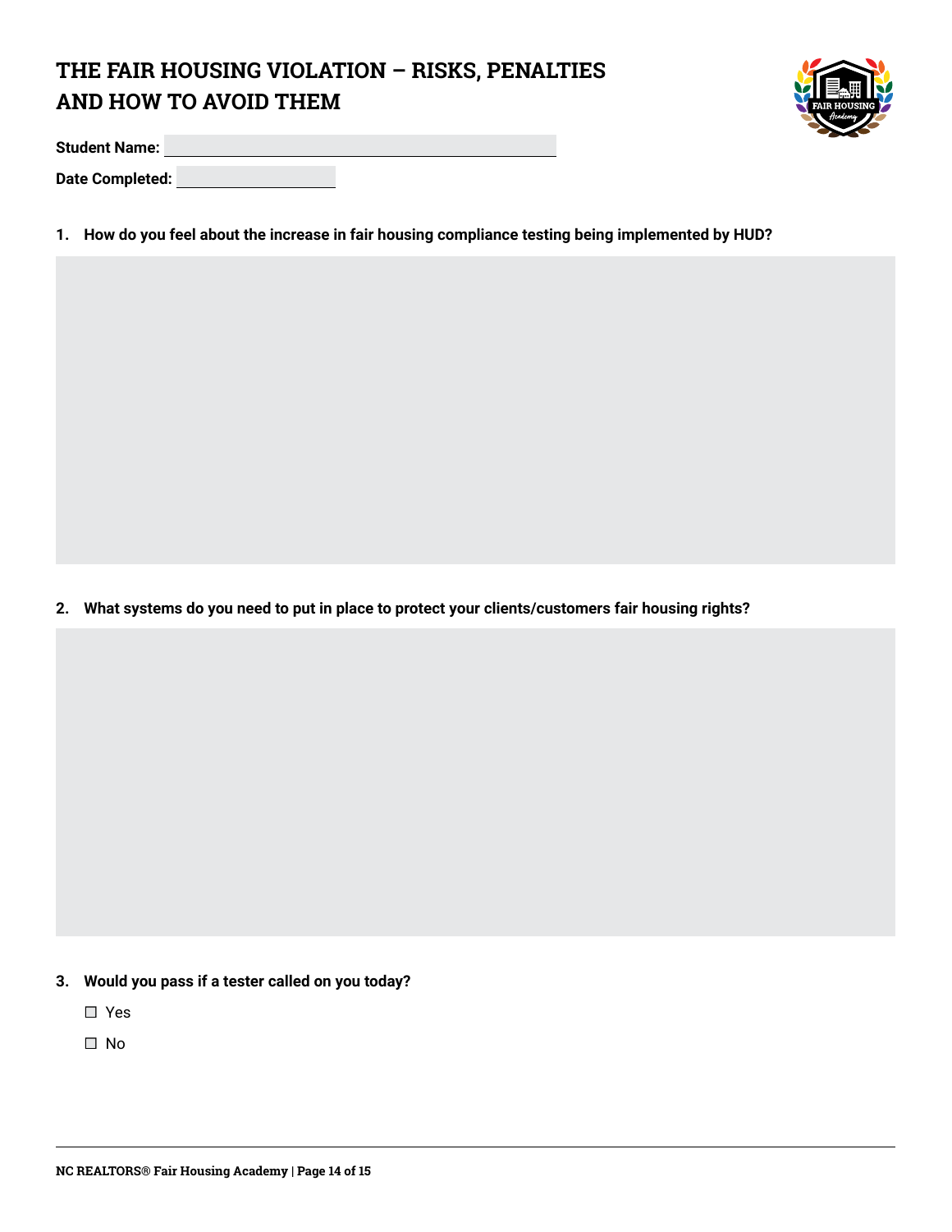# THE FAIR HOUSING VIOLATION – RISKS, PENALTIES AND HOW TO AVOID THEM

**Student Name:** 

**Date Completed:** 

**1. How do you feel about the increase in fair housing compliance testing being implemented by HUD?**

**2. What systems do you need to put in place to protect your clients/customers fair housing rights?**

**3. Would you pass if a tester called on you today?**

☐ Yes

☐ No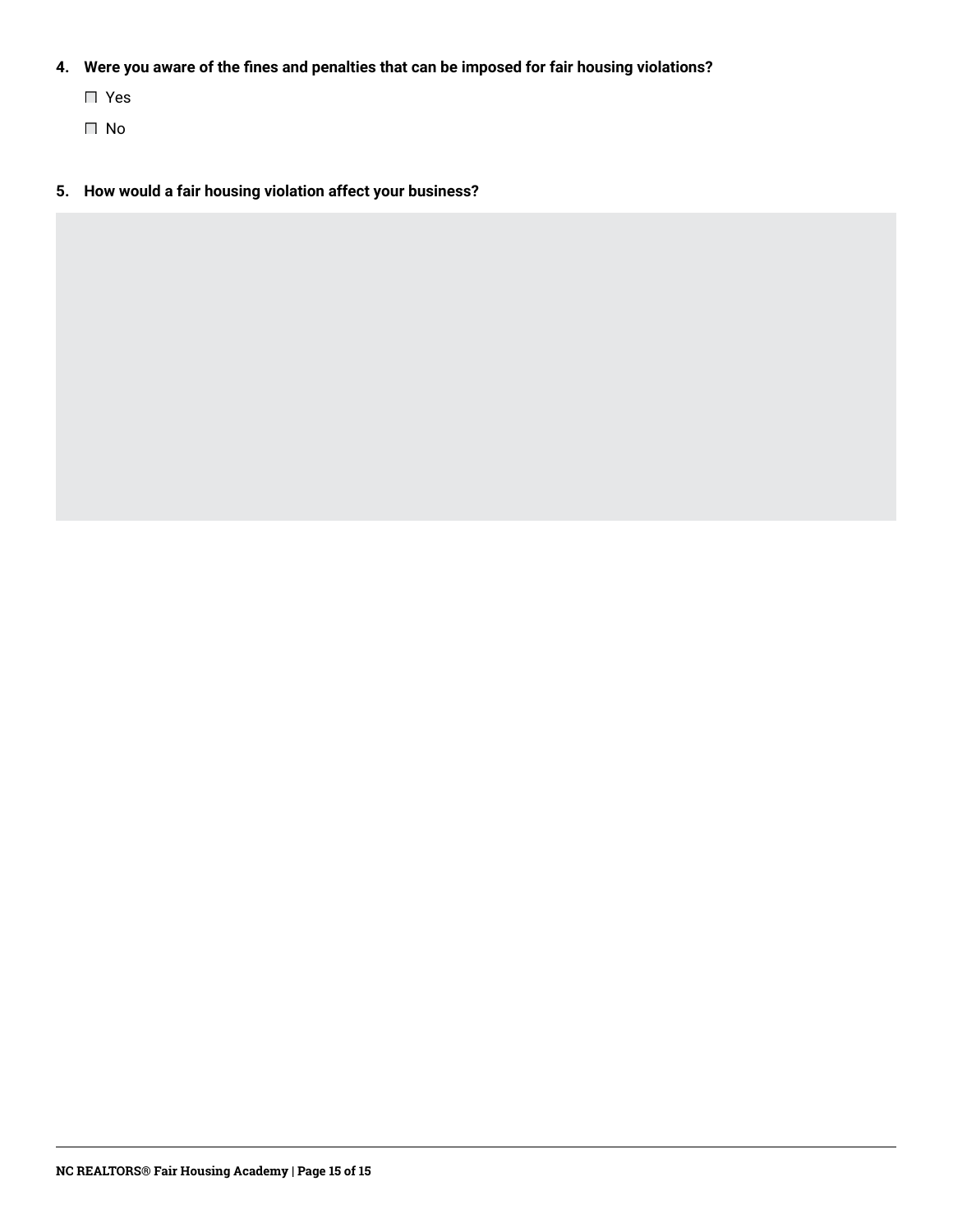4. **Were you aware of the fines and penalties that can be imposed for fair housing violations?**

   ☐ Yes

   ☐ No

5. **How would a fair housing violation affect your business?**